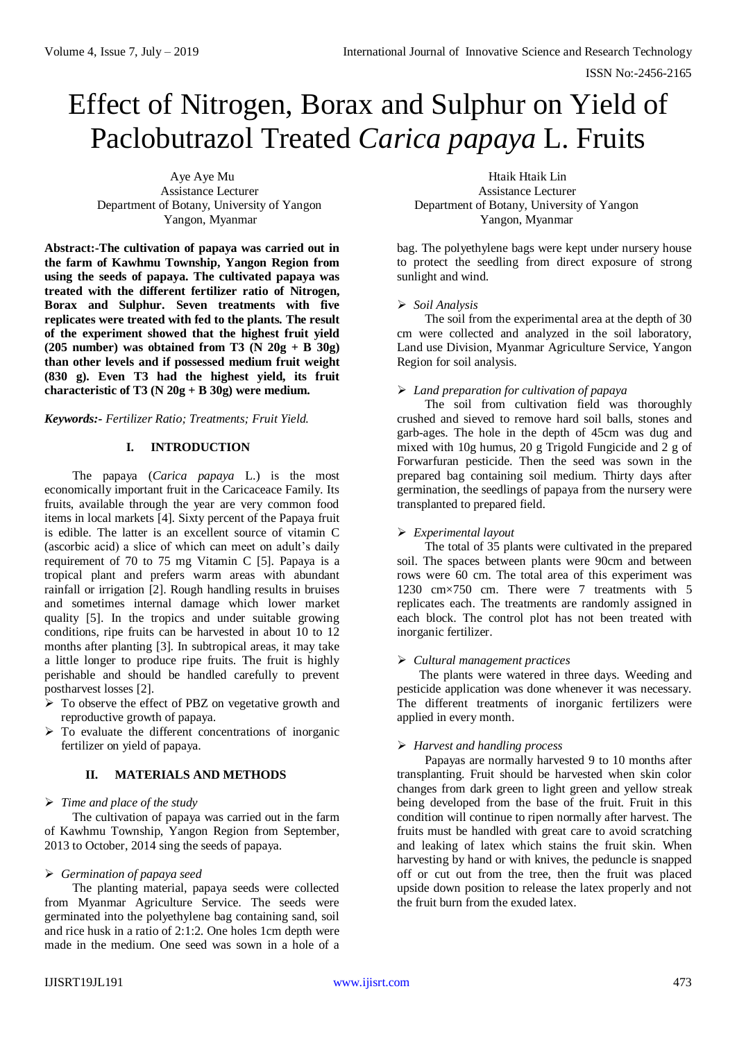# Effect of Nitrogen, Borax and Sulphur on Yield of Paclobutrazol Treated *Carica papaya* L. Fruits

Aye Aye Mu
Assistance Lecturer
Department of Botany, University of Yangon
Yangon, Myanmar

Htaik Htaik Lin
Assistance Lecturer
Department of Botany, University of Yangon
Yangon, Myanmar

**Abstract:-The cultivation of papaya was carried out in the farm of Kawhmu Township, Yangon Region from using the seeds of papaya. The cultivated papaya was treated with the different fertilizer ratio of Nitrogen, Borax and Sulphur. Seven treatments with five replicates were treated with fed to the plants. The result of the experiment showed that the highest fruit yield (205 number) was obtained from T3 (N 20g + B 30g) than other levels and if possessed medium fruit weight (830 g). Even T3 had the highest yield, its fruit characteristic of T3 (N 20g + B 30g) were medium.**

***Keywords:-*** *Fertilizer Ratio; Treatments; Fruit Yield.*

## I. INTRODUCTION

The papaya (*Carica papaya* L.) is the most economically important fruit in the Caricaceae Family. Its fruits, available through the year are very common food items in local markets [4]. Sixty percent of the Papaya fruit is edible. The latter is an excellent source of vitamin C (ascorbic acid) a slice of which can meet on adult's daily requirement of 70 to 75 mg Vitamin C [5]. Papaya is a tropical plant and prefers warm areas with abundant rainfall or irrigation [2]. Rough handling results in bruises and sometimes internal damage which lower market quality [5]. In the tropics and under suitable growing conditions, ripe fruits can be harvested in about 10 to 12 months after planting [3]. In subtropical areas, it may take a little longer to produce ripe fruits. The fruit is highly perishable and should be handled carefully to prevent postharvest losses [2].

- To observe the effect of PBZ on vegetative growth and reproductive growth of papaya.
- To evaluate the different concentrations of inorganic fertilizer on yield of papaya.

## II. MATERIALS AND METHODS

- *Time and place of the study*

The cultivation of papaya was carried out in the farm of Kawhmu Township, Yangon Region from September, 2013 to October, 2014 sing the seeds of papaya.

- *Germination of papaya seed*

The planting material, papaya seeds were collected from Myanmar Agriculture Service. The seeds were germinated into the polyethylene bag containing sand, soil and rice husk in a ratio of 2:1:2. One holes 1cm depth were made in the medium. One seed was sown in a hole of a bag. The polyethylene bags were kept under nursery house to protect the seedling from direct exposure of strong sunlight and wind.

- *Soil Analysis*

The soil from the experimental area at the depth of 30 cm were collected and analyzed in the soil laboratory, Land use Division, Myanmar Agriculture Service, Yangon Region for soil analysis.

- *Land preparation for cultivation of papaya*

The soil from cultivation field was thoroughly crushed and sieved to remove hard soil balls, stones and garb-ages. The hole in the depth of 45cm was dug and mixed with 10g humus, 20 g Trigold Fungicide and 2 g of Forwarfuran pesticide. Then the seed was sown in the prepared bag containing soil medium. Thirty days after germination, the seedlings of papaya from the nursery were transplanted to prepared field.

- *Experimental layout*

The total of 35 plants were cultivated in the prepared soil. The spaces between plants were 90cm and between rows were 60 cm. The total area of this experiment was 1230 cm×750 cm. There were 7 treatments with 5 replicates each. The treatments are randomly assigned in each block. The control plot has not been treated with inorganic fertilizer.

- *Cultural management practices*

The plants were watered in three days. Weeding and pesticide application was done whenever it was necessary. The different treatments of inorganic fertilizers were applied in every month.

- *Harvest and handling process*

Papayas are normally harvested 9 to 10 months after transplanting. Fruit should be harvested when skin color changes from dark green to light green and yellow streak being developed from the base of the fruit. Fruit in this condition will continue to ripen normally after harvest. The fruits must be handled with great care to avoid scratching and leaking of latex which stains the fruit skin. When harvesting by hand or with knives, the peduncle is snapped off or cut out from the tree, then the fruit was placed upside down position to release the latex properly and not the fruit burn from the exuded latex.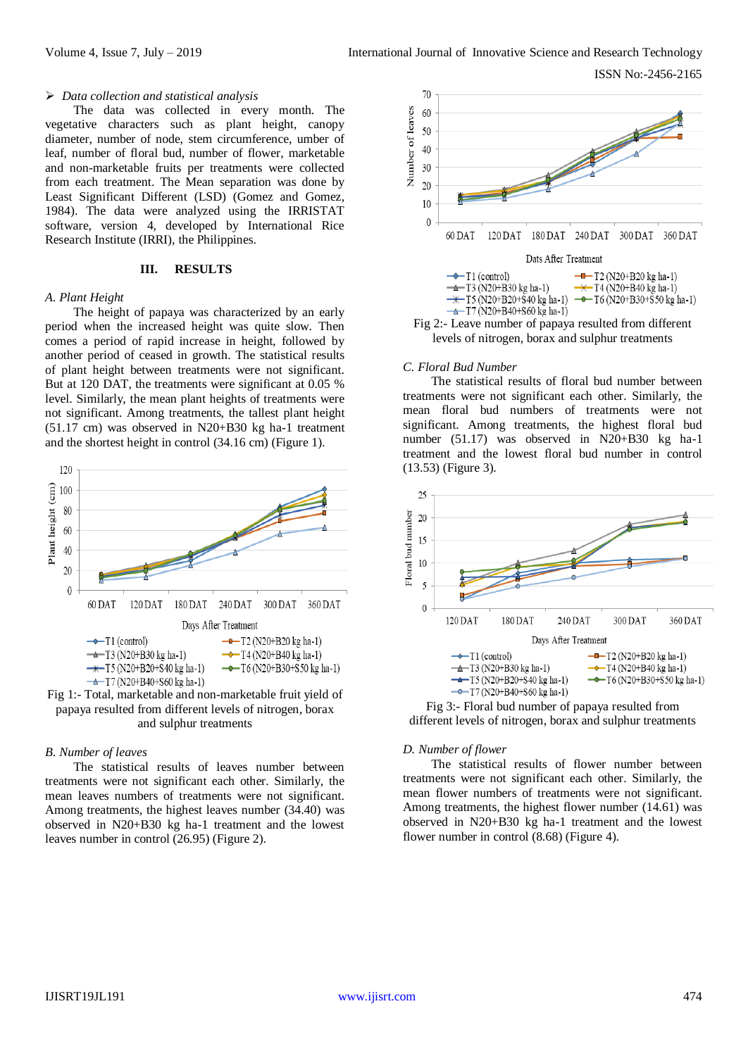➢ *Data collection and statistical analysis*

The data was collected in every month. The vegetative characters such as plant height, canopy diameter, number of node, stem circumference, umber of leaf, number of floral bud, number of flower, marketable and non-marketable fruits per treatments were collected from each treatment. The Mean separation was done by Least Significant Different (LSD) (Gomez and Gomez, 1984). The data were analyzed using the IRRISTAT software, version 4, developed by International Rice Research Institute (IRRI), the Philippines.

## III. RESULTS

### *A. Plant Height*

The height of papaya was characterized by an early period when the increased height was quite slow. Then comes a period of rapid increase in height, followed by another period of ceased in growth. The statistical results of plant height between treatments were not significant. But at 120 DAT, the treatments were significant at 0.05 % level. Similarly, the mean plant heights of treatments were not significant. Among treatments, the tallest plant height (51.17 cm) was observed in N20+B30 kg ha-1 treatment and the shortest height in control (34.16 cm) (Figure 1).

Fig 1:- Total, marketable and non-marketable fruit yield of papaya resulted from different levels of nitrogen, borax and sulphur treatments

### *B. Number of leaves*

The statistical results of leaves number between treatments were not significant each other. Similarly, the mean leaves numbers of treatments were not significant. Among treatments, the highest leaves number (34.40) was observed in N20+B30 kg ha-1 treatment and the lowest leaves number in control (26.95) (Figure 2).

Fig 2:- Leave number of papaya resulted from different levels of nitrogen, borax and sulphur treatments

### *C. Floral Bud Number*

The statistical results of floral bud number between treatments were not significant each other. Similarly, the mean floral bud numbers of treatments were not significant. Among treatments, the highest floral bud number (51.17) was observed in N20+B30 kg ha-1 treatment and the lowest floral bud number in control (13.53) (Figure 3).

Fig 3:- Floral bud number of papaya resulted from different levels of nitrogen, borax and sulphur treatments

### *D. Number of flower*

The statistical results of flower number between treatments were not significant each other. Similarly, the mean flower numbers of treatments were not significant. Among treatments, the highest flower number (14.61) was observed in N20+B30 kg ha-1 treatment and the lowest flower number in control (8.68) (Figure 4).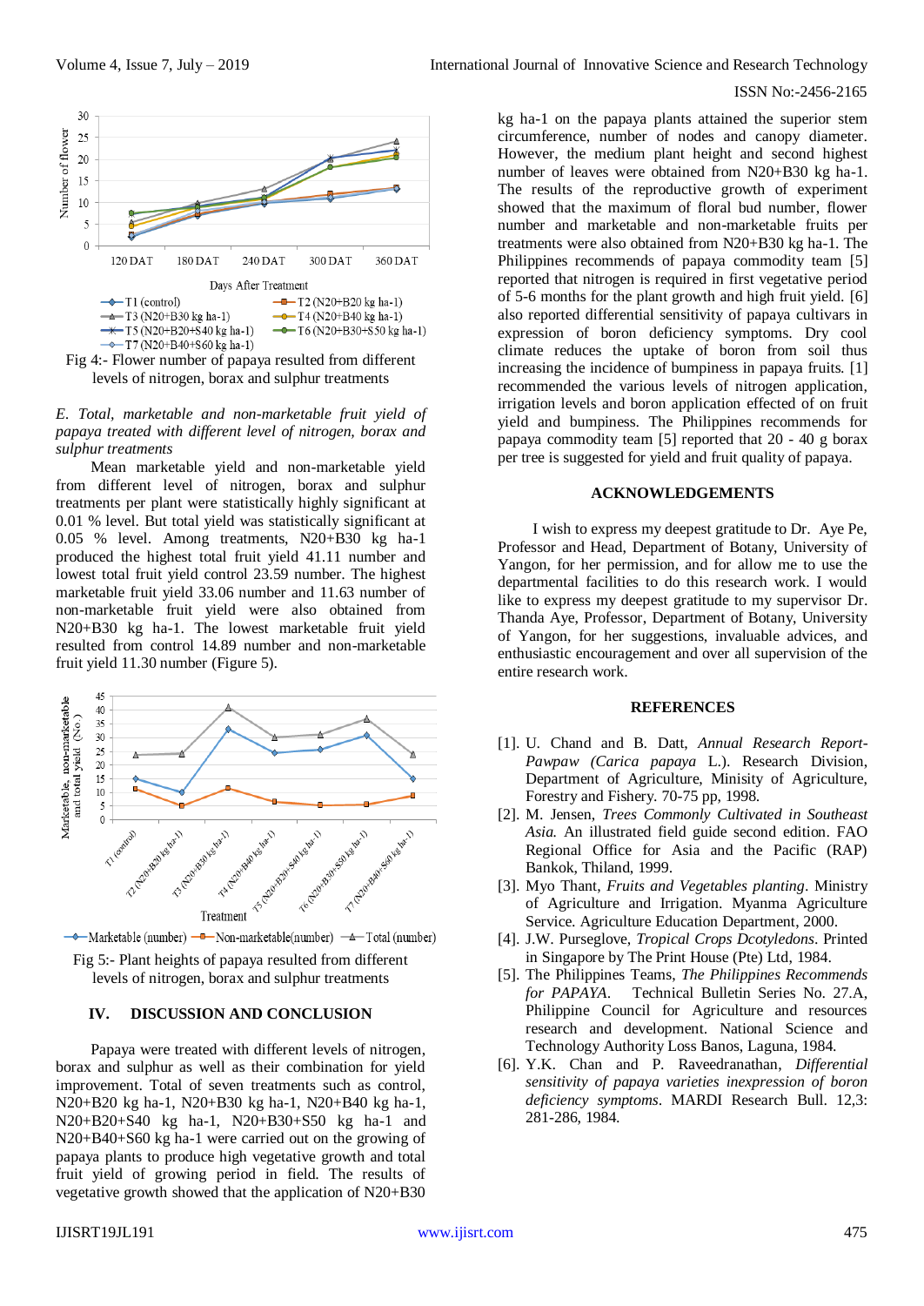30
25
20
15
10
5
0

Number of flower

120 DAT 180 DAT 240 DAT 300 DAT 360 DAT

Days After Treatment

T1 (control)
T2 (N20+B20 kg ha-1)
T3 (N20+B30 kg ha-1)
T4 (N20+B40 kg ha-1)
T5 (N20+B20+S40 kg ha-1)
T6 (N20+B30+S50 kg ha-1)
T7 (N20+B40+S60 kg ha-1)

Fig 4:- Flower number of papaya resulted from different levels of nitrogen, borax and sulphur treatments

*E. Total, marketable and non-marketable fruit yield of papaya treated with different level of nitrogen, borax and sulphur treatments*

Mean marketable yield and non-marketable yield from different level of nitrogen, borax and sulphur treatments per plant were statistically highly significant at 0.01 % level. But total yield was statistically significant at 0.05 % level. Among treatments, N20+B30 kg ha-1 produced the highest total fruit yield 41.11 number and lowest total fruit yield control 23.59 number. The highest marketable fruit yield 33.06 number and 11.63 number of non-marketable fruit yield were also obtained from N20+B30 kg ha-1. The lowest marketable fruit yield resulted from control 14.89 number and non-marketable fruit yield 11.30 number (Figure 5).

45
40
35
30
25
20
15
10
5
0

Marketable, non-marketable and total yield (No.)

T1 (control)
T2 (N20+B20 kg ha-1)
T3 (N20+B30 kg ha-1)
T4 (N20+B40 kg ha-1)
T5 (N20+B20+S40 kg ha-1)
T6 (N20+B30+S50 kg ha-1)
T7 (N20+B40+S60 kg ha-1)

Treatment

Marketable (number)
Non-marketable(number)
Total (number)

Fig 5:- Plant heights of papaya resulted from different levels of nitrogen, borax and sulphur treatments

## IV. DISCUSSION AND CONCLUSION

Papaya were treated with different levels of nitrogen, borax and sulphur as well as their combination for yield improvement. Total of seven treatments such as control, N20+B20 kg ha-1, N20+B30 kg ha-1, N20+B40 kg ha-1, N20+B20+S40 kg ha-1, N20+B30+S50 kg ha-1 and N20+B40+S60 kg ha-1 were carried out on the growing of papaya plants to produce high vegetative growth and total fruit yield of growing period in field. The results of vegetative growth showed that the application of N20+B30 kg ha-1 on the papaya plants attained the superior stem circumference, number of nodes and canopy diameter. However, the medium plant height and second highest number of leaves were obtained from N20+B30 kg ha-1. The results of the reproductive growth of experiment showed that the maximum of floral bud number, flower number and marketable and non-marketable fruits per treatments were also obtained from N20+B30 kg ha-1. The Philippines recommends of papaya commodity team [5] reported that nitrogen is required in first vegetative period of 5-6 months for the plant growth and high fruit yield. [6] also reported differential sensitivity of papaya cultivars in expression of boron deficiency symptoms. Dry cool climate reduces the uptake of boron from soil thus increasing the incidence of bumpiness in papaya fruits. [1] recommended the various levels of nitrogen application, irrigation levels and boron application effected of on fruit yield and bumpiness. The Philippines recommends for papaya commodity team [5] reported that 20 - 40 g borax per tree is suggested for yield and fruit quality of papaya.

## ACKNOWLEDGEMENTS

I wish to express my deepest gratitude to Dr. Aye Pe, Professor and Head, Department of Botany, University of Yangon, for her permission, and for allow me to use the departmental facilities to do this research work. I would like to express my deepest gratitude to my supervisor Dr. Thanda Aye, Professor, Department of Botany, University of Yangon, for her suggestions, invaluable advices, and enthusiastic encouragement and over all supervision of the entire research work.

## REFERENCES

[1]. U. Chand and B. Datt, *Annual Research Report-Pawpaw (Carica papaya* L.). Research Division, Department of Agriculture, Minisity of Agriculture, Forestry and Fishery. 70-75 pp, 1998.

[2]. M. Jensen, *Trees Commonly Cultivated in Southeast Asia.* An illustrated field guide second edition. FAO Regional Office for Asia and the Pacific (RAP) Bankok, Thiland, 1999.

[3]. Myo Thant, *Fruits and Vegetables planting*. Ministry of Agriculture and Irrigation. Myanma Agriculture Service. Agriculture Education Department, 2000.

[4]. J.W. Purseglove, *Tropical Crops Dcotyledons*. Printed in Singapore by The Print House (Pte) Ltd, 1984.

[5]. The Philippines Teams, *The Philippines Recommends for PAPAYA*. Technical Bulletin Series No. 27.A, Philippine Council for Agriculture and resources research and development. National Science and Technology Authority Loss Banos, Laguna, 1984.

[6]. Y.K. Chan and P. Raveedranathan, *Differential sensitivity of papaya varieties inexpression of boron deficiency symptoms*. MARDI Research Bull. 12,3: 281-286, 1984.